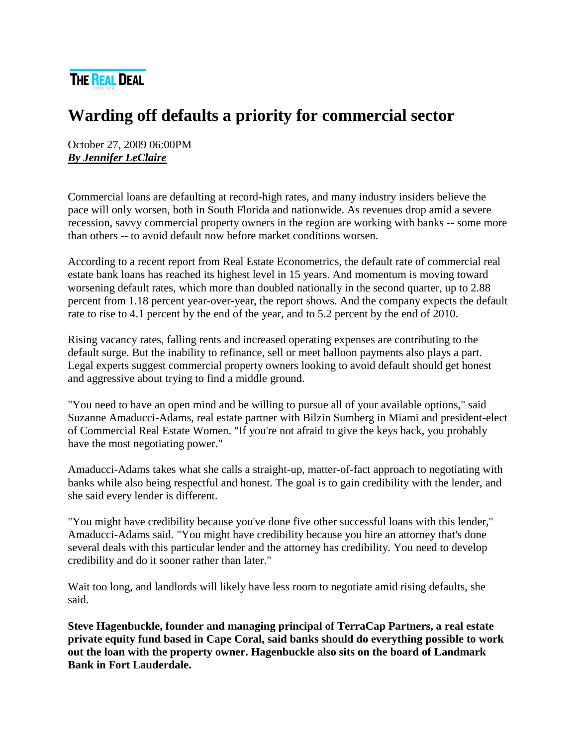THE REAL DEAL
ONLINE

# Warding off defaults a priority for commercial sector

October 27, 2009 06:00PM
***By Jennifer LeClaire***

Commercial loans are defaulting at record-high rates, and many industry insiders believe the pace will only worsen, both in South Florida and nationwide. As revenues drop amid a severe recession, savvy commercial property owners in the region are working with banks -- some more than others -- to avoid default now before market conditions worsen.

According to a recent report from Real Estate Econometrics, the default rate of commercial real estate bank loans has reached its highest level in 15 years. And momentum is moving toward worsening default rates, which more than doubled nationally in the second quarter, up to 2.88 percent from 1.18 percent year-over-year, the report shows. And the company expects the default rate to rise to 4.1 percent by the end of the year, and to 5.2 percent by the end of 2010.

Rising vacancy rates, falling rents and increased operating expenses are contributing to the default surge. But the inability to refinance, sell or meet balloon payments also plays a part. Legal experts suggest commercial property owners looking to avoid default should get honest and aggressive about trying to find a middle ground.

"You need to have an open mind and be willing to pursue all of your available options," said Suzanne Amaducci-Adams, real estate partner with Bilzin Sumberg in Miami and president-elect of Commercial Real Estate Women. "If you're not afraid to give the keys back, you probably have the most negotiating power."

Amaducci-Adams takes what she calls a straight-up, matter-of-fact approach to negotiating with banks while also being respectful and honest. The goal is to gain credibility with the lender, and she said every lender is different.

"You might have credibility because you've done five other successful loans with this lender," Amaducci-Adams said. "You might have credibility because you hire an attorney that's done several deals with this particular lender and the attorney has credibility. You need to develop credibility and do it sooner rather than later."

Wait too long, and landlords will likely have less room to negotiate amid rising defaults, she said.

**Steve Hagenbuckle, founder and managing principal of TerraCap Partners, a real estate private equity fund based in Cape Coral, said banks should do everything possible to work out the loan with the property owner. Hagenbuckle also sits on the board of Landmark Bank in Fort Lauderdale.**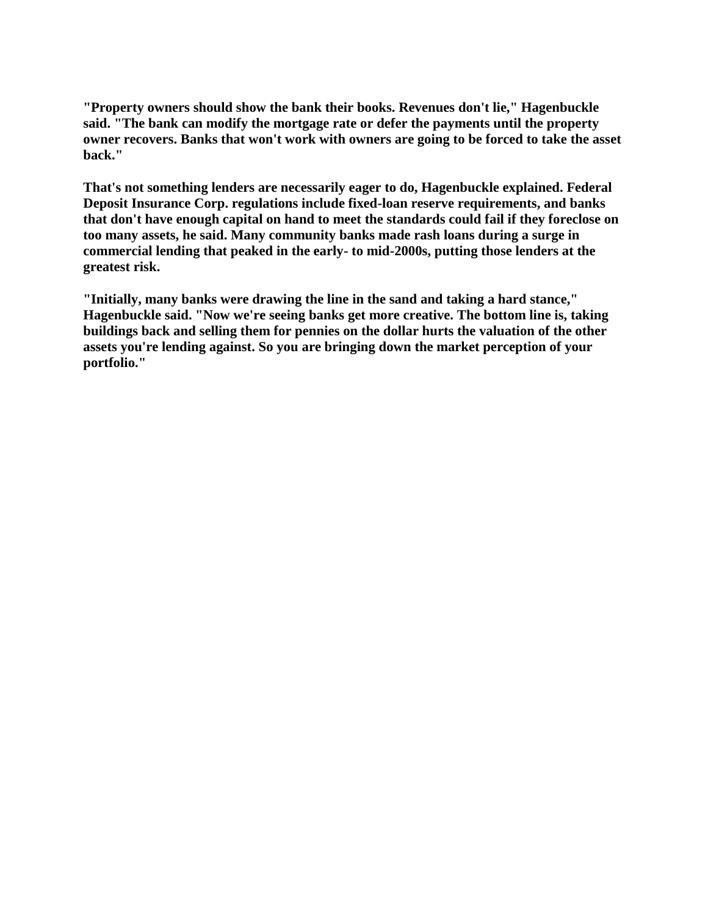**"Property owners should show the bank their books. Revenues don't lie," Hagenbuckle said. "The bank can modify the mortgage rate or defer the payments until the property owner recovers. Banks that won't work with owners are going to be forced to take the asset back."**

**That's not something lenders are necessarily eager to do, Hagenbuckle explained. Federal Deposit Insurance Corp. regulations include fixed-loan reserve requirements, and banks that don't have enough capital on hand to meet the standards could fail if they foreclose on too many assets, he said. Many community banks made rash loans during a surge in commercial lending that peaked in the early- to mid-2000s, putting those lenders at the greatest risk.**

**"Initially, many banks were drawing the line in the sand and taking a hard stance," Hagenbuckle said. "Now we're seeing banks get more creative. The bottom line is, taking buildings back and selling them for pennies on the dollar hurts the valuation of the other assets you're lending against. So you are bringing down the market perception of your portfolio."**